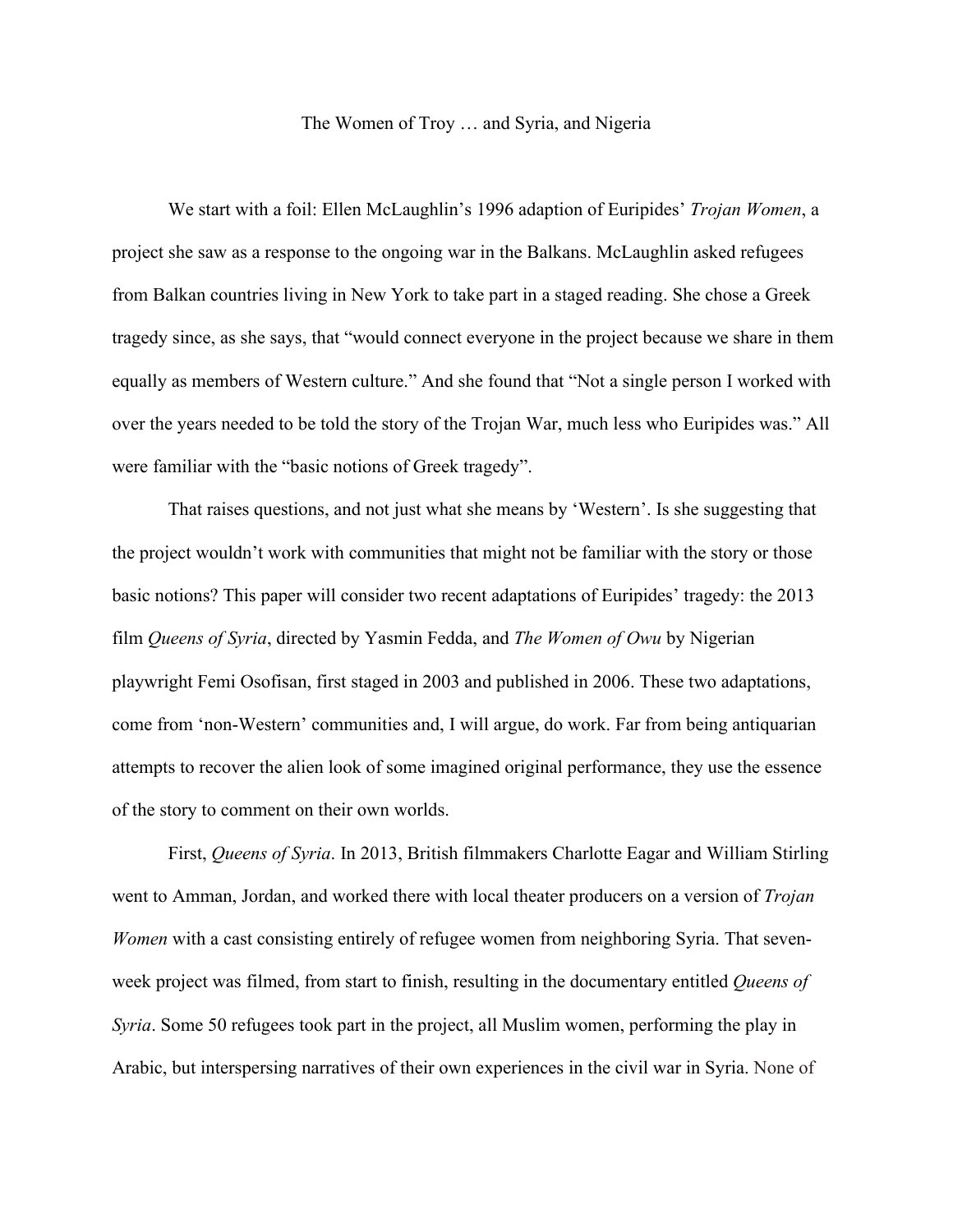# The Women of Troy … and Syria, and Nigeria

We start with a foil: Ellen McLaughlin's 1996 adaption of Euripides' *Trojan Women*, a project she saw as a response to the ongoing war in the Balkans. McLaughlin asked refugees from Balkan countries living in New York to take part in a staged reading. She chose a Greek tragedy since, as she says, that "would connect everyone in the project because we share in them equally as members of Western culture." And she found that "Not a single person I worked with over the years needed to be told the story of the Trojan War, much less who Euripides was." All were familiar with the "basic notions of Greek tragedy".

That raises questions, and not just what she means by 'Western'. Is she suggesting that the project wouldn't work with communities that might not be familiar with the story or those basic notions? This paper will consider two recent adaptations of Euripides' tragedy: the 2013 film *Queens of Syria*, directed by Yasmin Fedda, and *The Women of Owu* by Nigerian playwright Femi Osofisan, first staged in 2003 and published in 2006. These two adaptations, come from 'non-Western' communities and, I will argue, do work. Far from being antiquarian attempts to recover the alien look of some imagined original performance, they use the essence of the story to comment on their own worlds.

First, *Queens of Syria*. In 2013, British filmmakers Charlotte Eagar and William Stirling went to Amman, Jordan, and worked there with local theater producers on a version of *Trojan Women* with a cast consisting entirely of refugee women from neighboring Syria. That seven-week project was filmed, from start to finish, resulting in the documentary entitled *Queens of Syria*. Some 50 refugees took part in the project, all Muslim women, performing the play in Arabic, but interspersing narratives of their own experiences in the civil war in Syria. None of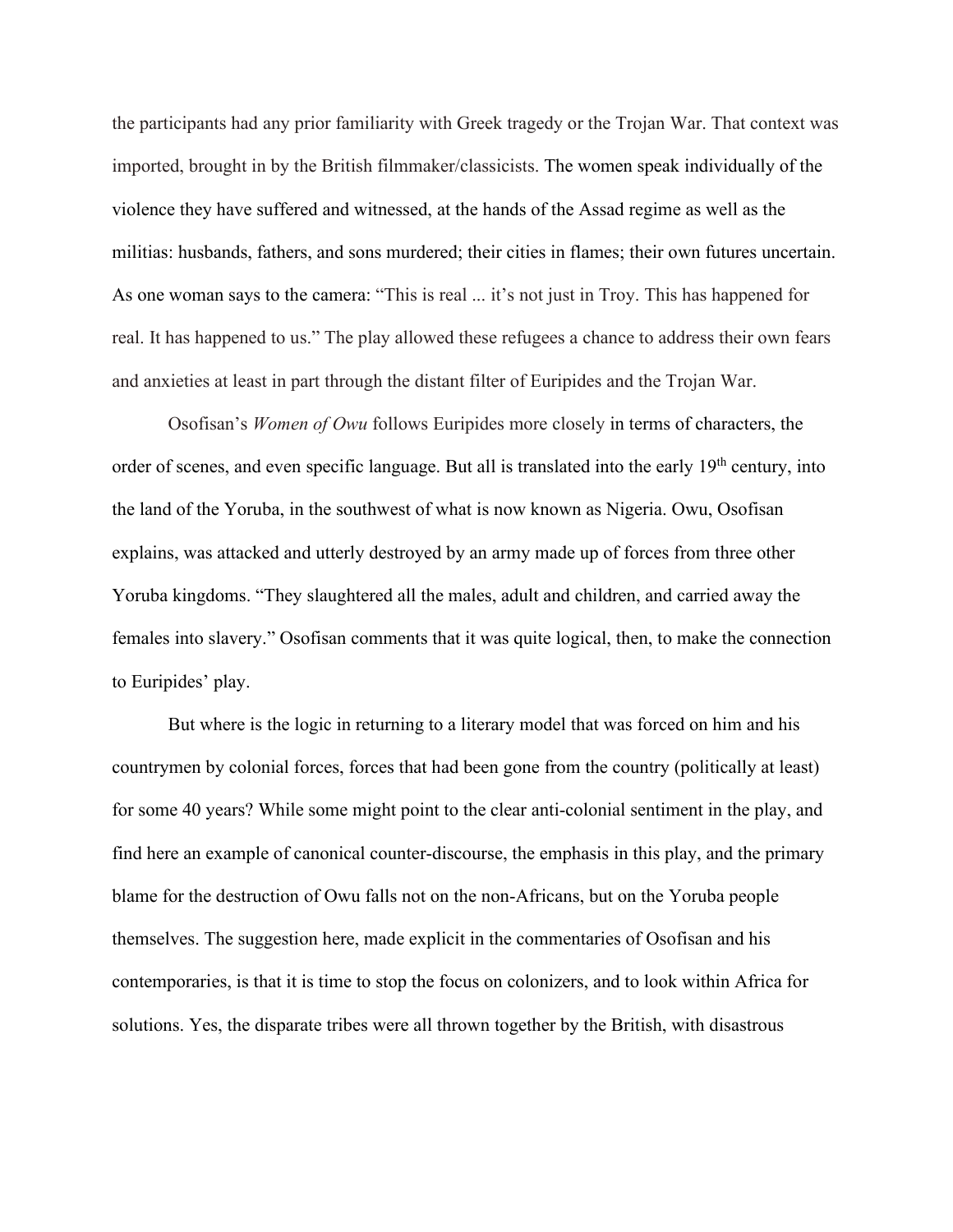the participants had any prior familiarity with Greek tragedy or the Trojan War. That context was imported, brought in by the British filmmaker/classicists. The women speak individually of the violence they have suffered and witnessed, at the hands of the Assad regime as well as the militias: husbands, fathers, and sons murdered; their cities in flames; their own futures uncertain. As one woman says to the camera: "This is real ... it's not just in Troy. This has happened for real. It has happened to us." The play allowed these refugees a chance to address their own fears and anxieties at least in part through the distant filter of Euripides and the Trojan War.

Osofisan's *Women of Owu* follows Euripides more closely in terms of characters, the order of scenes, and even specific language. But all is translated into the early 19th century, into the land of the Yoruba, in the southwest of what is now known as Nigeria. Owu, Osofisan explains, was attacked and utterly destroyed by an army made up of forces from three other Yoruba kingdoms. "They slaughtered all the males, adult and children, and carried away the females into slavery." Osofisan comments that it was quite logical, then, to make the connection to Euripides' play.

But where is the logic in returning to a literary model that was forced on him and his countrymen by colonial forces, forces that had been gone from the country (politically at least) for some 40 years? While some might point to the clear anti-colonial sentiment in the play, and find here an example of canonical counter-discourse, the emphasis in this play, and the primary blame for the destruction of Owu falls not on the non-Africans, but on the Yoruba people themselves. The suggestion here, made explicit in the commentaries of Osofisan and his contemporaries, is that it is time to stop the focus on colonizers, and to look within Africa for solutions. Yes, the disparate tribes were all thrown together by the British, with disastrous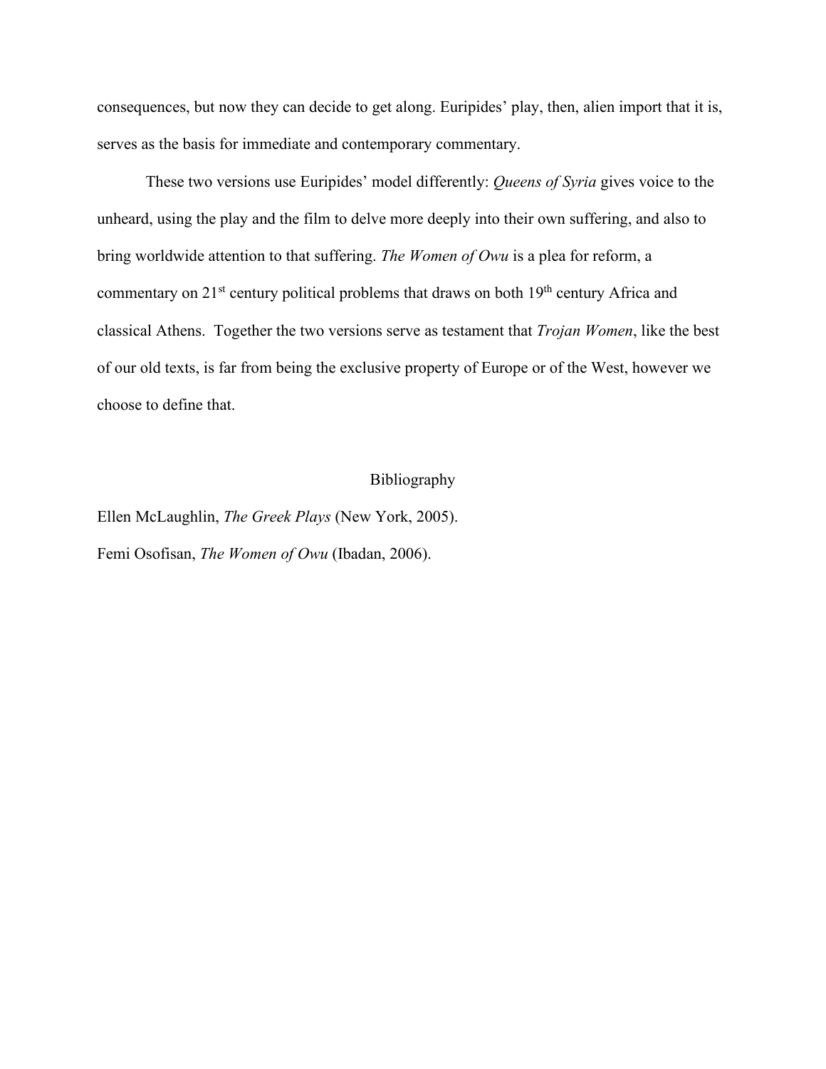consequences, but now they can decide to get along. Euripides' play, then, alien import that it is, serves as the basis for immediate and contemporary commentary.

These two versions use Euripides' model differently: *Queens of Syria* gives voice to the unheard, using the play and the film to delve more deeply into their own suffering, and also to bring worldwide attention to that suffering. *The Women of Owu* is a plea for reform, a commentary on 21st century political problems that draws on both 19th century Africa and classical Athens. Together the two versions serve as testament that *Trojan Women*, like the best of our old texts, is far from being the exclusive property of Europe or of the West, however we choose to define that.

## Bibliography

Ellen McLaughlin, *The Greek Plays* (New York, 2005).

Femi Osofisan, *The Women of Owu* (Ibadan, 2006).